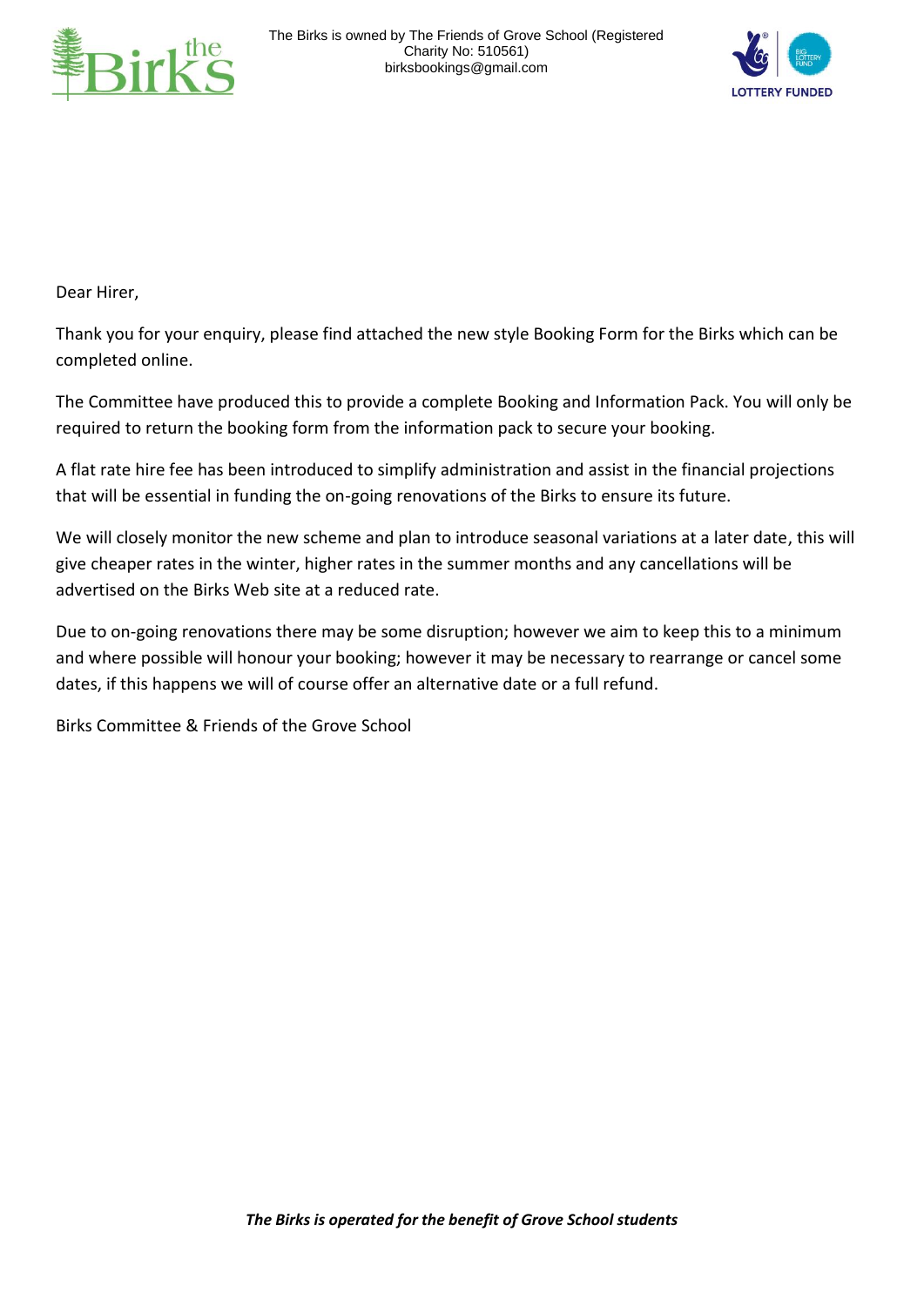The Birks is owned by The Friends of Grove School (Registered Charity No: 510561)
birksbookings@gmail.com

Dear Hirer,

Thank you for your enquiry, please find attached the new style Booking Form for the Birks which can be completed online.

The Committee have produced this to provide a complete Booking and Information Pack. You will only be required to return the booking form from the information pack to secure your booking.

A flat rate hire fee has been introduced to simplify administration and assist in the financial projections that will be essential in funding the on-going renovations of the Birks to ensure its future.

We will closely monitor the new scheme and plan to introduce seasonal variations at a later date, this will give cheaper rates in the winter, higher rates in the summer months and any cancellations will be advertised on the Birks Web site at a reduced rate.

Due to on-going renovations there may be some disruption; however we aim to keep this to a minimum and where possible will honour your booking; however it may be necessary to rearrange or cancel some dates, if this happens we will of course offer an alternative date or a full refund.

Birks Committee & Friends of the Grove School

***The Birks is operated for the benefit of Grove School students***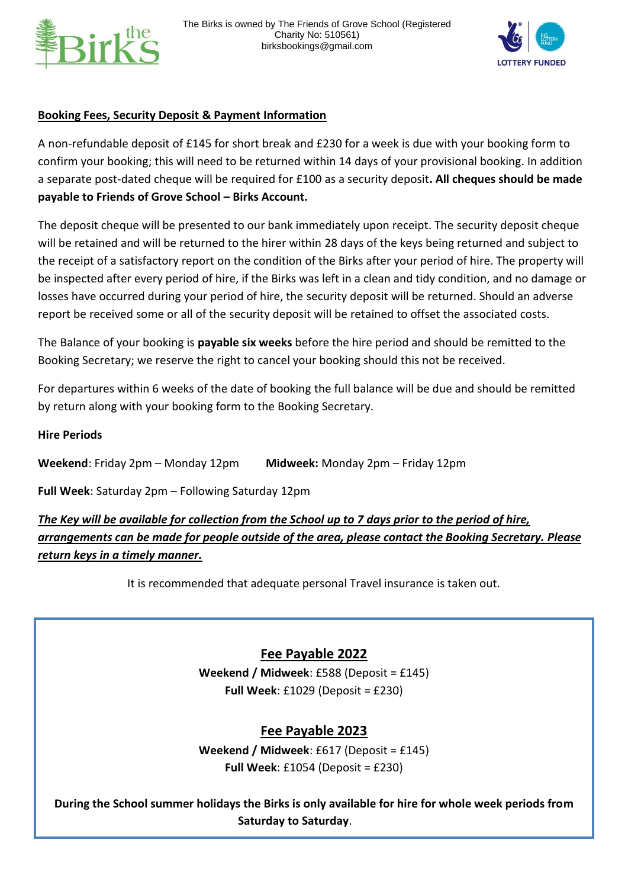**Booking Fees, Security Deposit & Payment Information**

A non-refundable deposit of £145 for short break and £230 for a week is due with your booking form to confirm your booking; this will need to be returned within 14 days of your provisional booking. In addition a separate post-dated cheque will be required for £100 as a security deposit**. All cheques should be made payable to Friends of Grove School – Birks Account.**

The deposit cheque will be presented to our bank immediately upon receipt. The security deposit cheque will be retained and will be returned to the hirer within 28 days of the keys being returned and subject to the receipt of a satisfactory report on the condition of the Birks after your period of hire. The property will be inspected after every period of hire, if the Birks was left in a clean and tidy condition, and no damage or losses have occurred during your period of hire, the security deposit will be returned. Should an adverse report be received some or all of the security deposit will be retained to offset the associated costs.

The Balance of your booking is **payable six weeks** before the hire period and should be remitted to the Booking Secretary; we reserve the right to cancel your booking should this not be received.

For departures within 6 weeks of the date of booking the full balance will be due and should be remitted by return along with your booking form to the Booking Secretary.

**Hire Periods**

**Weekend**: Friday 2pm – Monday 12pm **Midweek:** Monday 2pm – Friday 12pm

**Full Week**: Saturday 2pm – Following Saturday 12pm

***The Key will be available for collection from the School up to 7 days prior to the period of hire, arrangements can be made for people outside of the area, please contact the Booking Secretary. Please return keys in a timely manner.***

It is recommended that adequate personal Travel insurance is taken out.

**Fee Payable 2022**

**Weekend / Midweek**: £588 (Deposit = £145)
**Full Week**: £1029 (Deposit = £230)

**Fee Payable 2023**

**Weekend / Midweek**: £617 (Deposit = £145)
**Full Week**: £1054 (Deposit = £230)

**During the School summer holidays the Birks is only available for hire for whole week periods from Saturday to Saturday**.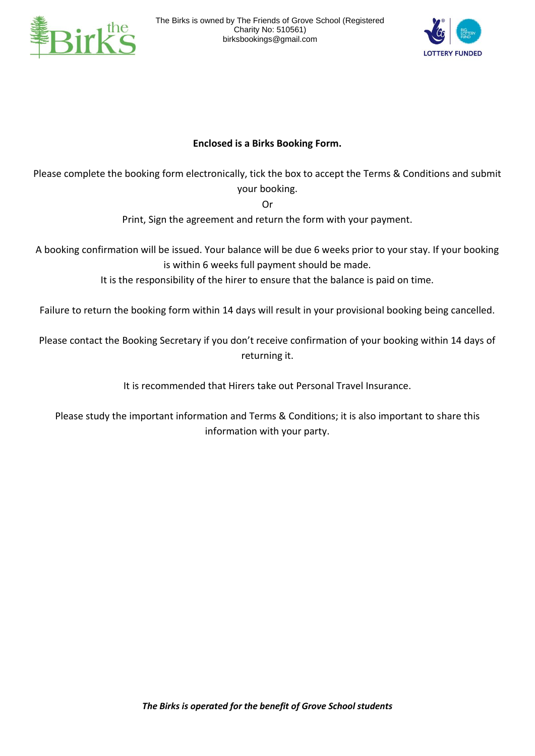The Birks is owned by The Friends of Grove School (Registered Charity No: 510561)
birksbookings@gmail.com

**Enclosed is a Birks Booking Form.**

Please complete the booking form electronically, tick the box to accept the Terms & Conditions and submit your booking.

Or

Print, Sign the agreement and return the form with your payment.

A booking confirmation will be issued. Your balance will be due 6 weeks prior to your stay. If your booking is within 6 weeks full payment should be made.
It is the responsibility of the hirer to ensure that the balance is paid on time.

Failure to return the booking form within 14 days will result in your provisional booking being cancelled.

Please contact the Booking Secretary if you don't receive confirmation of your booking within 14 days of returning it.

It is recommended that Hirers take out Personal Travel Insurance.

Please study the important information and Terms & Conditions; it is also important to share this information with your party.

***The Birks is operated for the benefit of Grove School students***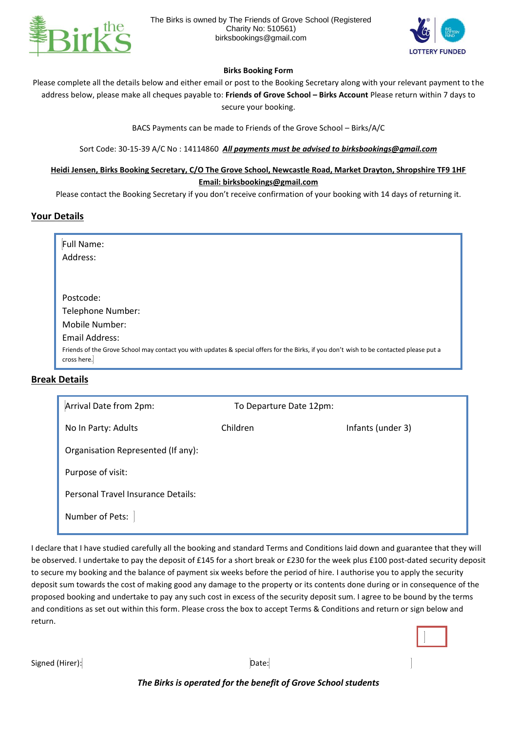The Birks is owned by The Friends of Grove School (Registered Charity No: 510561)
birksbookings@gmail.com

LOTTERY FUNDED

**Birks Booking Form**

Please complete all the details below and either email or post to the Booking Secretary along with your relevant payment to the address below, please make all cheques payable to: **Friends of Grove School – Birks Account** Please return within 7 days to secure your booking.

BACS Payments can be made to Friends of the Grove School – Birks/A/C

Sort Code: 30-15-39 A/C No : 14114860 ***All payments must be advised to birksbookings@gmail.com***

**Heidi Jensen, Birks Booking Secretary, C/O The Grove School, Newcastle Road, Market Drayton, Shropshire TF9 1HF**
**Email: birksbookings@gmail.com**

Please contact the Booking Secretary if you don't receive confirmation of your booking with 14 days of returning it.

## Your Details

Full Name:

Address:

Postcode:

Telephone Number:

Mobile Number:

Email Address:

Friends of the Grove School may contact you with updates & special offers for the Birks, if you don't wish to be contacted please put a cross here.

## Break Details

| | | |
|---|---|---|
| Arrival Date from 2pm: | To Departure Date 12pm: | |
| No In Party: Adults | Children | Infants (under 3) |
| Organisation Represented (If any): | | |
| Purpose of visit: | | |
| Personal Travel Insurance Details: | | |
| Number of Pets: | | |

I declare that I have studied carefully all the booking and standard Terms and Conditions laid down and guarantee that they will be observed. I undertake to pay the deposit of £145 for a short break or £230 for the week plus £100 post-dated security deposit to secure my booking and the balance of payment six weeks before the period of hire. I authorise you to apply the security deposit sum towards the cost of making good any damage to the property or its contents done during or in consequence of the proposed booking and undertake to pay any such cost in excess of the security deposit sum. I agree to be bound by the terms and conditions as set out within this form. Please cross the box to accept Terms & Conditions and return or sign below and return.

Signed (Hirer): Date:

***The Birks is operated for the benefit of Grove School students***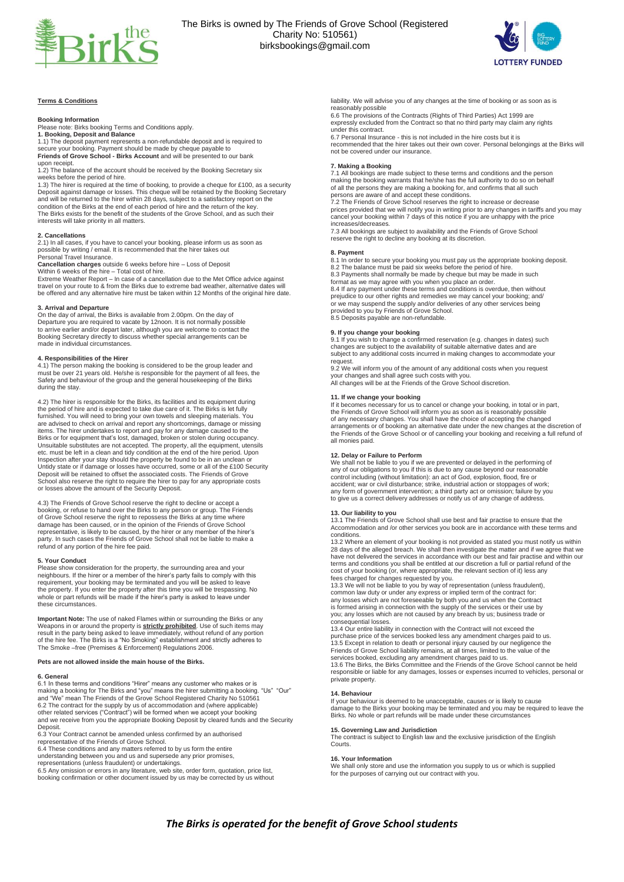The Birks is owned by The Friends of Grove School (Registered Charity No: 510561)
birksbookings@gmail.com

**Terms & Conditions**

**Booking Information**

Please note: Birks booking Terms and Conditions apply.

**1. Booking, Deposit and Balance**

1.1) The deposit payment represents a non-refundable deposit and is required to secure your booking. Payment should be made by cheque payable to **Friends of Grove School - Birks Account** and will be presented to our bank upon receipt.

1.2) The balance of the account should be received by the Booking Secretary six weeks before the period of hire.

1.3) The hirer is required at the time of booking, to provide a cheque for £100, as a security Deposit against damage or losses. This cheque will be retained by the Booking Secretary and will be returned to the hirer within 28 days, subject to a satisfactory report on the condition of the Birks at the end of each period of hire and the return of the key. The Birks exists for the benefit of the students of the Grove School, and as such their interests will take priority in all matters.

**2. Cancellations**

2.1) In all cases, if you have to cancel your booking, please inform us as soon as possible by writing / email. It is recommended that the hirer takes out Personal Travel Insurance.

**Cancellation charges** outside 6 weeks before hire – Loss of Deposit
Within 6 weeks of the hire – Total cost of hire.

Extreme Weather Report – In case of a cancellation due to the Met Office advice against travel on your route to & from the Birks due to extreme bad weather, alternative dates will be offered and any alternative hire must be taken within 12 Months of the original hire date.

**3. Arrival and Departure**

On the day of arrival, the Birks is available from 2.00pm. On the day of Departure you are required to vacate by 12noon. It is not normally possible to arrive earlier and/or depart later, although you are welcome to contact the Booking Secretary directly to discuss whether special arrangements can be made in individual circumstances.

**4. Responsibilities of the Hirer**

4.1) The person making the booking is considered to be the group leader and must be over 21 years old. He/she is responsible for the payment of all fees, the Safety and behaviour of the group and the general housekeeping of the Birks during the stay.

4.2) The hirer is responsible for the Birks, its facilities and its equipment during the period of hire and is expected to take due care of it. The Birks is let fully furnished. You will need to bring your own towels and sleeping materials. You are advised to check on arrival and report any shortcomings, damage or missing items. The hirer undertakes to report and pay for any damage caused to the Birks or for equipment that's lost, damaged, broken or stolen during occupancy. Unsuitable substitutes are not accepted. The property, all the equipment, utensils etc. must be left in a clean and tidy condition at the end of the hire period. Upon Inspection after your stay should the property be found to be in an unclean or Untidy state or if damage or losses have occurred, some or all of the £100 Security Deposit will be retained to offset the associated costs. The Friends of Grove School also reserve the right to require the hirer to pay for any appropriate costs or losses above the amount of the Security Deposit.

4.3) The Friends of Grove School reserve the right to decline or accept a booking, or refuse to hand over the Birks to any person or group. The Friends of Grove School reserve the right to repossess the Birks at any time where damage has been caused, or in the opinion of the Friends of Grove School representative, is likely to be caused, by the hirer or any member of the hirer's party. In such cases the Friends of Grove School shall not be liable to make a refund of any portion of the hire fee paid.

**5. Your Conduct**

Please show consideration for the property, the surrounding area and your neighbours. If the hirer or a member of the hirer's party fails to comply with this requirement, your booking may be terminated and you will be asked to leave the property. If you enter the property after this time you will be trespassing. No whole or part refunds will be made if the hirer's party is asked to leave under these circumstances.

**Important Note:** The use of naked Flames within or surrounding the Birks or any Weapons in or around the property is **strictly prohibited**. Use of such items may result in the party being asked to leave immediately, without refund of any portion of the hire fee. The Birks is a "No Smoking" establishment and strictly adheres to The Smoke –free (Premises & Enforcement) Regulations 2006.

**Pets are not allowed inside the main house of the Birks.**

**6. General**

6.1 In these terms and conditions "Hirer" means any customer who makes or is making a booking for The Birks and "you" means the hirer submitting a booking. "Us" "Our" and "We" mean The Friends of the Grove School Registered Charity No 510561

6.2 The contract for the supply by us of accommodation and (where applicable) other related services ("Contract") will be formed when we accept your booking and we receive from you the appropriate Booking Deposit by cleared funds and the Security Deposit.

6.3 Your Contract cannot be amended unless confirmed by an authorised representative of the Friends of Grove School.

6.4 These conditions and any matters referred to by us form the entire understanding between you and us and supersede any prior promises, representations (unless fraudulent) or undertakings.

6.5 Any omission or errors in any literature, web site, order form, quotation, price list, booking confirmation or other document issued by us may be corrected by us without liability. We will advise you of any changes at the time of booking or as soon as is reasonably possible

6.6 The provisions of the Contracts (Rights of Third Parties) Act 1999 are expressly excluded from the Contract so that no third party may claim any rights under this contract.

6.7 Personal Insurance - this is not included in the hire costs but it is recommended that the hirer takes out their own cover. Personal belongings at the Birks will not be covered under our insurance.

**7. Making a Booking**

7.1 All bookings are made subject to these terms and conditions and the person making the booking warrants that he/she has the full authority to do so on behalf of all the persons they are making a booking for, and confirms that all such persons are aware of and accept these conditions.

7.2 The Friends of Grove School reserves the right to increase or decrease prices provided that we will notify you in writing prior to any changes in tariffs and you may cancel your booking within 7 days of this notice if you are unhappy with the price increases/decreases.

7.3 All bookings are subject to availability and the Friends of Grove School reserve the right to decline any booking at its discretion.

**8. Payment**

8.1 In order to secure your booking you must pay us the appropriate booking deposit.

8.2 The balance must be paid six weeks before the period of hire.

8.3 Payments shall normally be made by cheque but may be made in such format as we may agree with you when you place an order.

8.4 If any payment under these terms and conditions is overdue, then without prejudice to our other rights and remedies we may cancel your booking; and/ or we may suspend the supply and/or deliveries of any other services being provided to you by Friends of Grove School.

8.5 Deposits payable are non-refundable.

**9. If you change your booking**

9.1 If you wish to change a confirmed reservation (e.g. changes in dates) such changes are subject to the availability of suitable alternative dates and are subject to any additional costs incurred in making changes to accommodate your request.

9.2 We will inform you of the amount of any additional costs when you request your changes and shall agree such costs with you.

All changes will be at the Friends of the Grove School discretion.

**11. If we change your booking**

If it becomes necessary for us to cancel or change your booking, in total or in part, the Friends of Grove School will inform you as soon as is reasonably possible of any necessary changes. You shall have the choice of accepting the changed arrangements or of booking an alternative date under the new changes at the discretion of the Friends of the Grove School or of cancelling your booking and receiving a full refund of all monies paid.

**12. Delay or Failure to Perform**

We shall not be liable to you if we are prevented or delayed in the performing of any of our obligations to you if this is due to any cause beyond our reasonable control including (without limitation): an act of God, explosion, flood, fire or accident; war or civil disturbance; strike, industrial action or stoppages of work; any form of government intervention; a third party act or omission; failure by you to give us a correct delivery addresses or notify us of any change of address.

**13. Our liability to you**

13.1 The Friends of Grove School shall use best and fair practise to ensure that the Accommodation and /or other services you book are in accordance with these terms and conditions.

13.2 Where an element of your booking is not provided as stated you must notify us within 28 days of the alleged breach. We shall then investigate the matter and if we agree that we have not delivered the services in accordance with our best and fair practise and within our terms and conditions you shall be entitled at our discretion a full or partial refund of the cost of your booking (or, where appropriate, the relevant section of it) less any fees charged for changes requested by you.

13.3 We will not be liable to you by way of representation (unless fraudulent), common law duty or under any express or implied term of the contract for: any losses which are not foreseeable by both you and us when the Contract is formed arising in connection with the supply of the services or their use by you; any losses which are not caused by any breach by us; business trade or consequential losses.

13.4 Our entire liability in connection with the Contract will not exceed the purchase price of the services booked less any amendment charges paid to us.

13.5 Except in relation to death or personal injury caused by our negligence the Friends of Grove School liability remains, at all times, limited to the value of the services booked, excluding any amendment charges paid to us.

13.6 The Birks, the Birks Committee and the Friends of the Grove School cannot be held responsible or liable for any damages, losses or expenses incurred to vehicles, personal or private property.

**14. Behaviour**

If your behaviour is deemed to be unacceptable, causes or is likely to cause damage to the Birks your booking may be terminated and you may be required to leave the Birks. No whole or part refunds will be made under these circumstances

**15. Governing Law and Jurisdiction**

The contract is subject to English law and the exclusive jurisdiction of the English Courts.

**16. Your Information**

We shall only store and use the information you supply to us or which is supplied for the purposes of carrying out our contract with you.

***The Birks is operated for the benefit of Grove School students***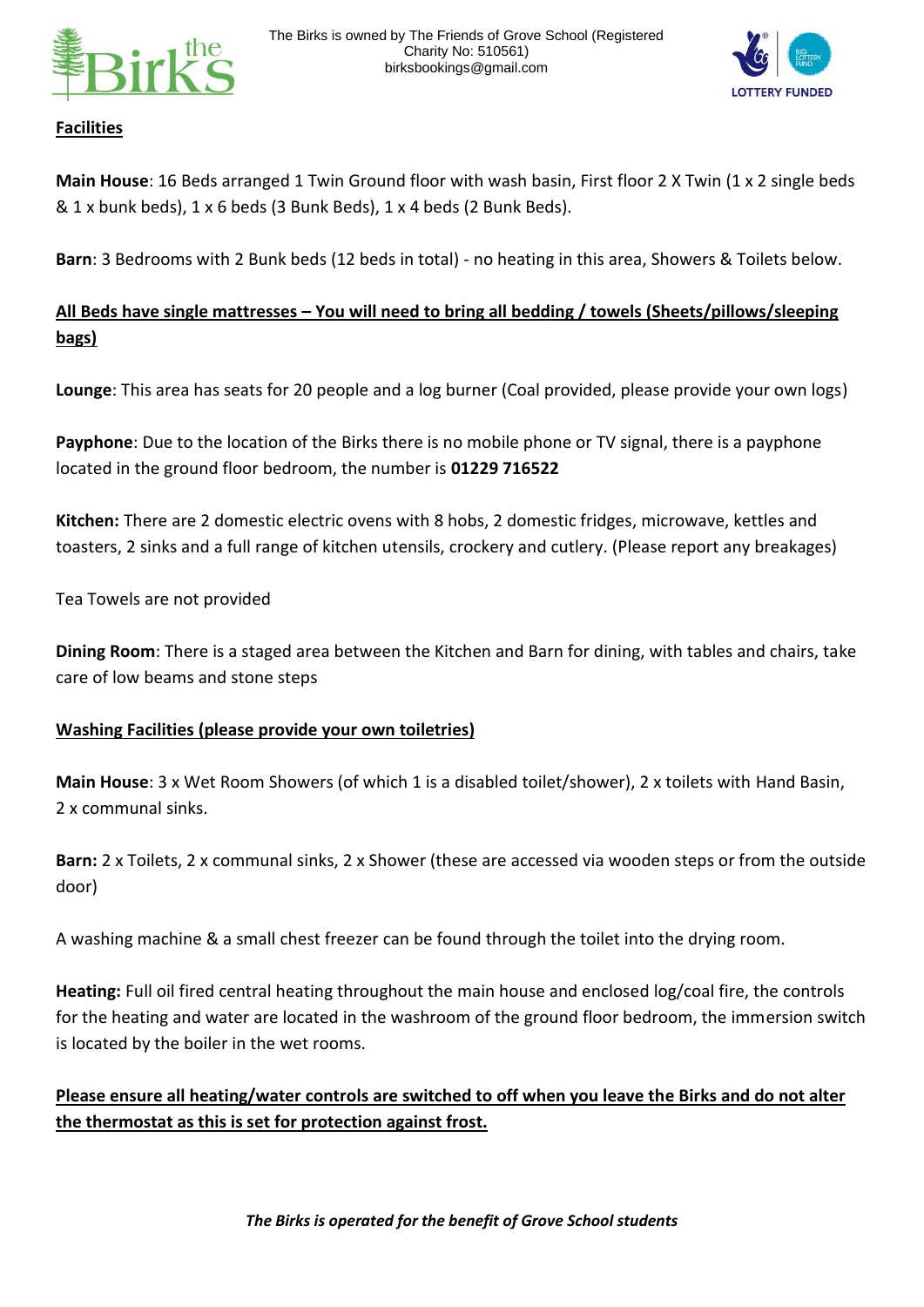The Birks is owned by The Friends of Grove School (Registered Charity No: 510561)
birksbookings@gmail.com

**Facilities**

**Main House**: 16 Beds arranged 1 Twin Ground floor with wash basin, First floor 2 X Twin (1 x 2 single beds & 1 x bunk beds), 1 x 6 beds (3 Bunk Beds), 1 x 4 beds (2 Bunk Beds).

**Barn**: 3 Bedrooms with 2 Bunk beds (12 beds in total) - no heating in this area, Showers & Toilets below.

**All Beds have single mattresses – You will need to bring all bedding / towels (Sheets/pillows/sleeping bags)**

**Lounge**: This area has seats for 20 people and a log burner (Coal provided, please provide your own logs)

**Payphone**: Due to the location of the Birks there is no mobile phone or TV signal, there is a payphone located in the ground floor bedroom, the number is **01229 716522**

**Kitchen:** There are 2 domestic electric ovens with 8 hobs, 2 domestic fridges, microwave, kettles and toasters, 2 sinks and a full range of kitchen utensils, crockery and cutlery. (Please report any breakages)

Tea Towels are not provided

**Dining Room**: There is a staged area between the Kitchen and Barn for dining, with tables and chairs, take care of low beams and stone steps

**Washing Facilities (please provide your own toiletries)**

**Main House**: 3 x Wet Room Showers (of which 1 is a disabled toilet/shower), 2 x toilets with Hand Basin, 2 x communal sinks.

**Barn:** 2 x Toilets, 2 x communal sinks, 2 x Shower (these are accessed via wooden steps or from the outside door)

A washing machine & a small chest freezer can be found through the toilet into the drying room.

**Heating:** Full oil fired central heating throughout the main house and enclosed log/coal fire, the controls for the heating and water are located in the washroom of the ground floor bedroom, the immersion switch is located by the boiler in the wet rooms.

**Please ensure all heating/water controls are switched to off when you leave the Birks and do not alter the thermostat as this is set for protection against frost.**

***The Birks is operated for the benefit of Grove School students***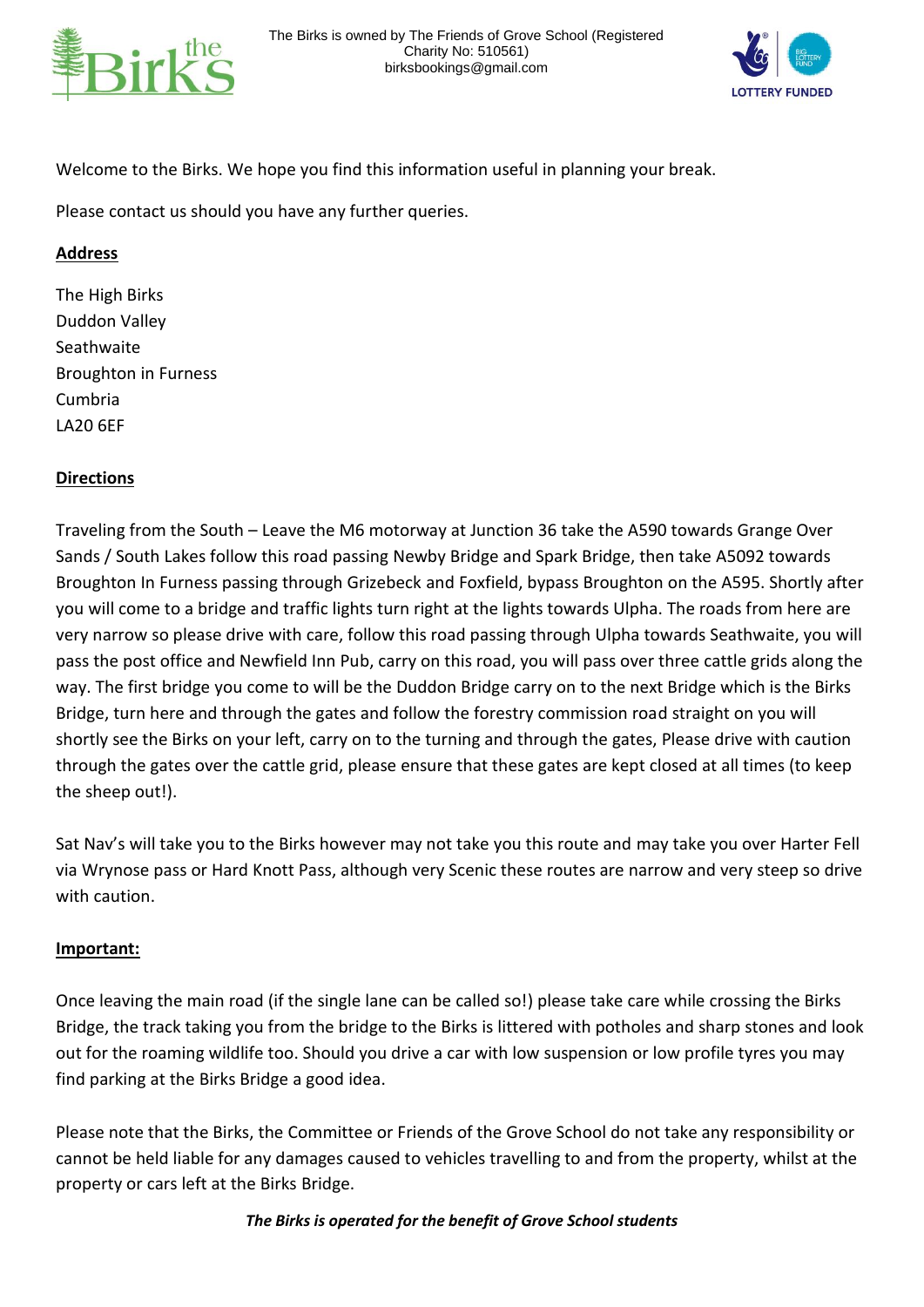The Birks is owned by The Friends of Grove School (Registered Charity No: 510561)
birksbookings@gmail.com

Welcome to the Birks. We hope you find this information useful in planning your break.

Please contact us should you have any further queries.

## Address

The High Birks
Duddon Valley
Seathwaite
Broughton in Furness
Cumbria
LA20 6EF

## Directions

Traveling from the South – Leave the M6 motorway at Junction 36 take the A590 towards Grange Over Sands / South Lakes follow this road passing Newby Bridge and Spark Bridge, then take A5092 towards Broughton In Furness passing through Grizebeck and Foxfield, bypass Broughton on the A595. Shortly after you will come to a bridge and traffic lights turn right at the lights towards Ulpha. The roads from here are very narrow so please drive with care, follow this road passing through Ulpha towards Seathwaite, you will pass the post office and Newfield Inn Pub, carry on this road, you will pass over three cattle grids along the way. The first bridge you come to will be the Duddon Bridge carry on to the next Bridge which is the Birks Bridge, turn here and through the gates and follow the forestry commission road straight on you will shortly see the Birks on your left, carry on to the turning and through the gates, Please drive with caution through the gates over the cattle grid, please ensure that these gates are kept closed at all times (to keep the sheep out!).

Sat Nav's will take you to the Birks however may not take you this route and may take you over Harter Fell via Wrynose pass or Hard Knott Pass, although very Scenic these routes are narrow and very steep so drive with caution.

## Important:

Once leaving the main road (if the single lane can be called so!) please take care while crossing the Birks Bridge, the track taking you from the bridge to the Birks is littered with potholes and sharp stones and look out for the roaming wildlife too. Should you drive a car with low suspension or low profile tyres you may find parking at the Birks Bridge a good idea.

Please note that the Birks, the Committee or Friends of the Grove School do not take any responsibility or cannot be held liable for any damages caused to vehicles travelling to and from the property, whilst at the property or cars left at the Birks Bridge.

***The Birks is operated for the benefit of Grove School students***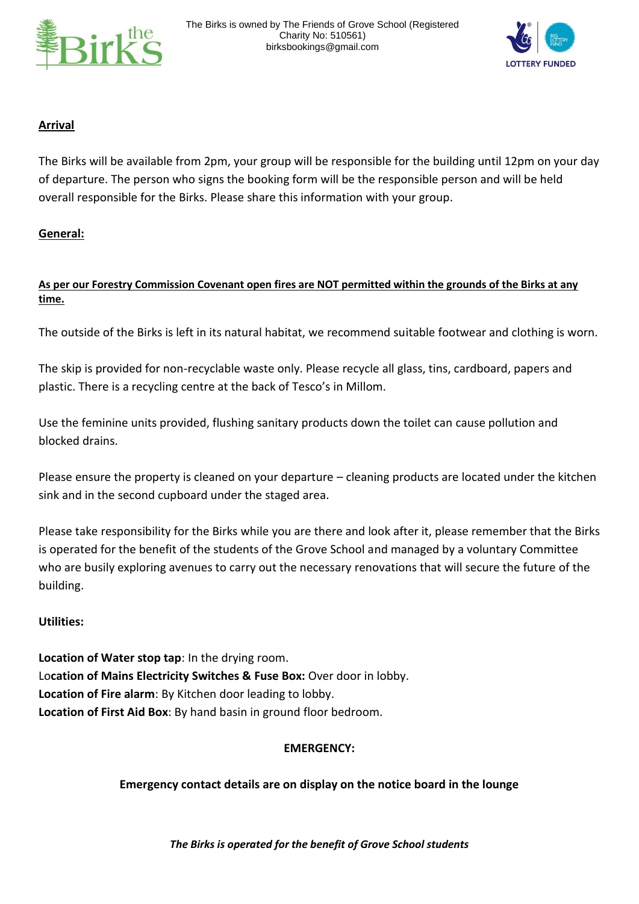**Arrival**

The Birks will be available from 2pm, your group will be responsible for the building until 12pm on your day of departure. The person who signs the booking form will be the responsible person and will be held overall responsible for the Birks. Please share this information with your group.

**General:**

**As per our Forestry Commission Covenant open fires are NOT permitted within the grounds of the Birks at any time.**

The outside of the Birks is left in its natural habitat, we recommend suitable footwear and clothing is worn.

The skip is provided for non-recyclable waste only. Please recycle all glass, tins, cardboard, papers and plastic. There is a recycling centre at the back of Tesco's in Millom.

Use the feminine units provided, flushing sanitary products down the toilet can cause pollution and blocked drains.

Please ensure the property is cleaned on your departure – cleaning products are located under the kitchen sink and in the second cupboard under the staged area.

Please take responsibility for the Birks while you are there and look after it, please remember that the Birks is operated for the benefit of the students of the Grove School and managed by a voluntary Committee who are busily exploring avenues to carry out the necessary renovations that will secure the future of the building.

**Utilities:**

**Location of Water stop tap**: In the drying room.
L**ocation of Mains Electricity Switches & Fuse Box:** Over door in lobby.
**Location of Fire alarm**: By Kitchen door leading to lobby.
**Location of First Aid Box**: By hand basin in ground floor bedroom.

**EMERGENCY:**

**Emergency contact details are on display on the notice board in the lounge**

***The Birks is operated for the benefit of Grove School students***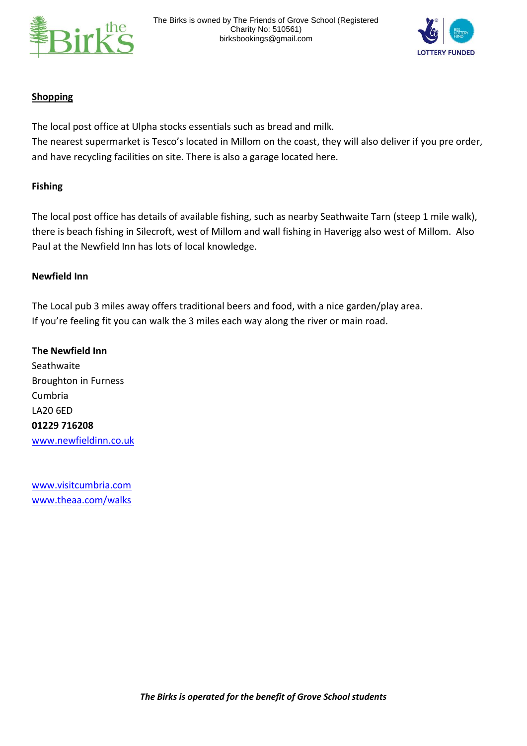## Shopping

The local post office at Ulpha stocks essentials such as bread and milk.
The nearest supermarket is Tesco's located in Millom on the coast, they will also deliver if you pre order, and have recycling facilities on site. There is also a garage located here.

### Fishing

The local post office has details of available fishing, such as nearby Seathwaite Tarn (steep 1 mile walk), there is beach fishing in Silecroft, west of Millom and wall fishing in Haverigg also west of Millom. Also Paul at the Newfield Inn has lots of local knowledge.

### Newfield Inn

The Local pub 3 miles away offers traditional beers and food, with a nice garden/play area.
If you're feeling fit you can walk the 3 miles each way along the river or main road.

**The Newfield Inn**
Seathwaite
Broughton in Furness
Cumbria
LA20 6ED
**01229 716208**
www.newfieldinn.co.uk

www.visitcumbria.com
www.theaa.com/walks